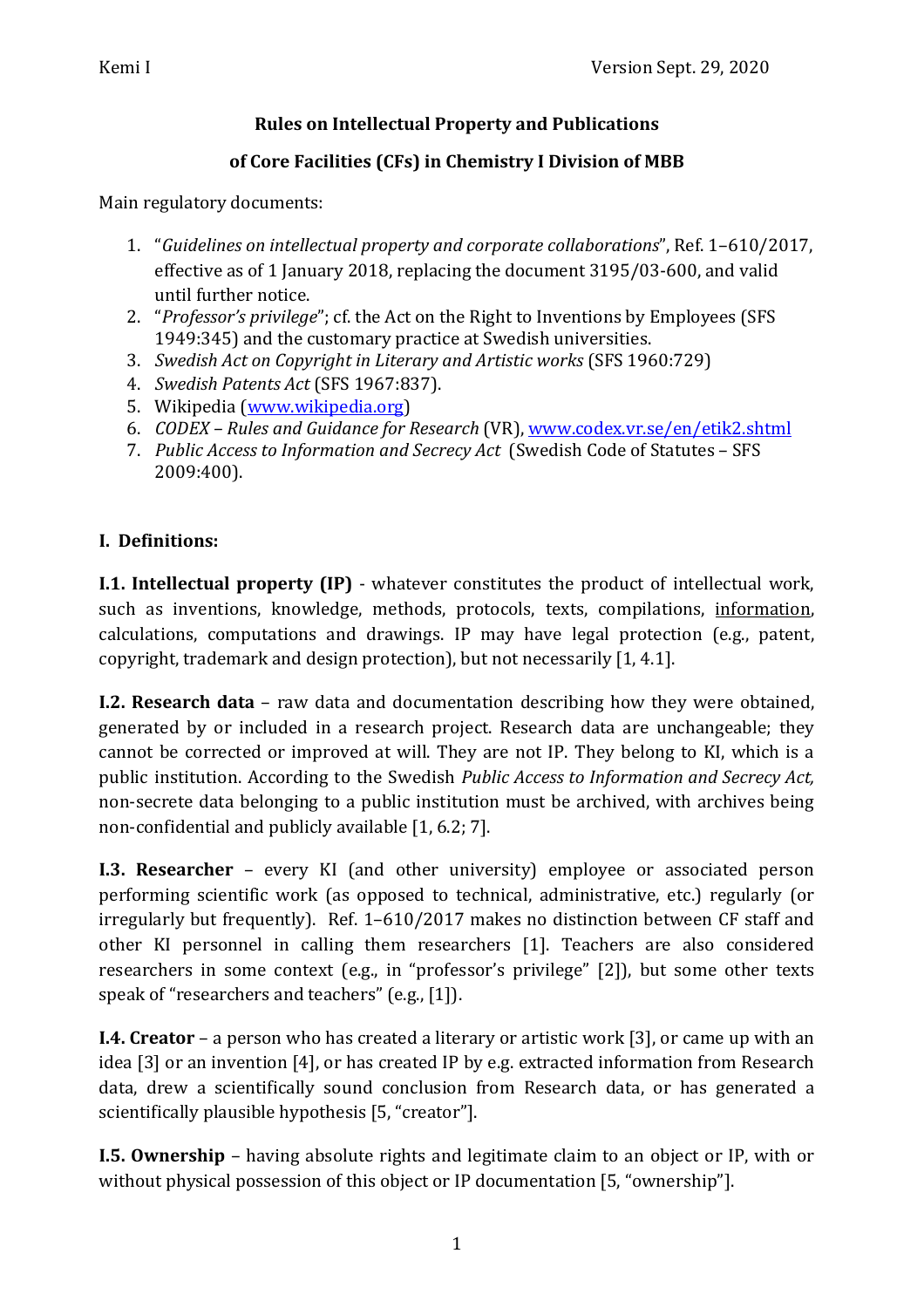**Rules on Intellectual Property and Publications**

**of Core Facilities (CFs) in Chemistry I Division of MBB**

Main regulatory documents:

1. "*Guidelines on intellectual property and corporate collaborations*", Ref. 1–610/2017, effective as of 1 January 2018, replacing the document 3195/03-600, and valid until further notice.
2. "*Professor's privilege*"; cf. the Act on the Right to Inventions by Employees (SFS 1949:345) and the customary practice at Swedish universities.
3. *Swedish Act on Copyright in Literary and Artistic works* (SFS 1960:729)
4. *Swedish Patents Act* (SFS 1967:837).
5. Wikipedia (www.wikipedia.org)
6. *CODEX – Rules and Guidance for Research* (VR), www.codex.vr.se/en/etik2.shtml
7. *Public Access to Information and Secrecy Act* (Swedish Code of Statutes – SFS 2009:400).

## I. Definitions:

**I.1. Intellectual property (IP)** - whatever constitutes the product of intellectual work, such as inventions, knowledge, methods, protocols, texts, compilations, information, calculations, computations and drawings. IP may have legal protection (e.g., patent, copyright, trademark and design protection), but not necessarily [1, 4.1].

**I.2. Research data** – raw data and documentation describing how they were obtained, generated by or included in a research project. Research data are unchangeable; they cannot be corrected or improved at will. They are not IP. They belong to KI, which is a public institution. According to the Swedish *Public Access to Information and Secrecy Act,* non-secrete data belonging to a public institution must be archived, with archives being non-confidential and publicly available [1, 6.2; 7].

**I.3. Researcher** – every KI (and other university) employee or associated person performing scientific work (as opposed to technical, administrative, etc.) regularly (or irregularly but frequently). Ref. 1–610/2017 makes no distinction between CF staff and other KI personnel in calling them researchers [1]. Teachers are also considered researchers in some context (e.g., in "professor's privilege" [2]), but some other texts speak of "researchers and teachers" (e.g., [1]).

**I.4. Creator** – a person who has created a literary or artistic work [3], or came up with an idea [3] or an invention [4], or has created IP by e.g. extracted information from Research data, drew a scientifically sound conclusion from Research data, or has generated a scientifically plausible hypothesis [5, "creator"].

**I.5. Ownership** – having absolute rights and legitimate claim to an object or IP, with or without physical possession of this object or IP documentation [5, "ownership"].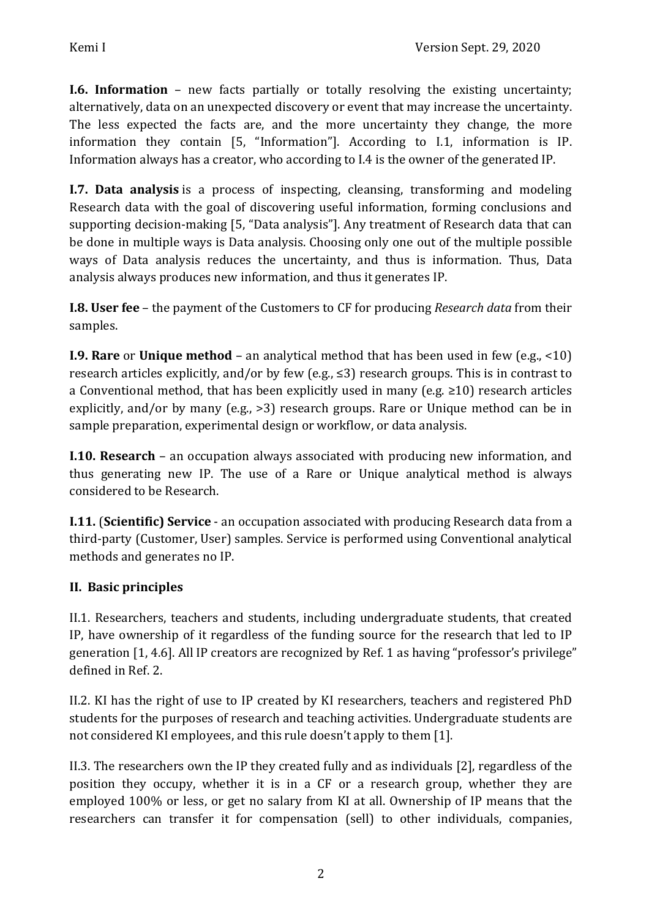**I.6. Information** – new facts partially or totally resolving the existing uncertainty; alternatively, data on an unexpected discovery or event that may increase the uncertainty. The less expected the facts are, and the more uncertainty they change, the more information they contain [5, "Information"]. According to I.1, information is IP. Information always has a creator, who according to I.4 is the owner of the generated IP.

**I.7. Data analysis** is a process of inspecting, cleansing, transforming and modeling Research data with the goal of discovering useful information, forming conclusions and supporting decision-making [5, "Data analysis"]. Any treatment of Research data that can be done in multiple ways is Data analysis. Choosing only one out of the multiple possible ways of Data analysis reduces the uncertainty, and thus is information. Thus, Data analysis always produces new information, and thus it generates IP.

**I.8. User fee** – the payment of the Customers to CF for producing *Research data* from their samples.

**I.9. Rare** or **Unique method** – an analytical method that has been used in few (e.g., <10) research articles explicitly, and/or by few (e.g., ≤3) research groups. This is in contrast to a Conventional method, that has been explicitly used in many (e.g. ≥10) research articles explicitly, and/or by many (e.g., >3) research groups. Rare or Unique method can be in sample preparation, experimental design or workflow, or data analysis.

**I.10. Research** – an occupation always associated with producing new information, and thus generating new IP. The use of a Rare or Unique analytical method is always considered to be Research.

**I.11.** (**Scientific) Service** - an occupation associated with producing Research data from a third-party (Customer, User) samples. Service is performed using Conventional analytical methods and generates no IP.

## II. Basic principles

II.1. Researchers, teachers and students, including undergraduate students, that created IP, have ownership of it regardless of the funding source for the research that led to IP generation [1, 4.6]. All IP creators are recognized by Ref. 1 as having "professor's privilege" defined in Ref. 2.

II.2. KI has the right of use to IP created by KI researchers, teachers and registered PhD students for the purposes of research and teaching activities. Undergraduate students are not considered KI employees, and this rule doesn't apply to them [1].

II.3. The researchers own the IP they created fully and as individuals [2], regardless of the position they occupy, whether it is in a CF or a research group, whether they are employed 100% or less, or get no salary from KI at all. Ownership of IP means that the researchers can transfer it for compensation (sell) to other individuals, companies,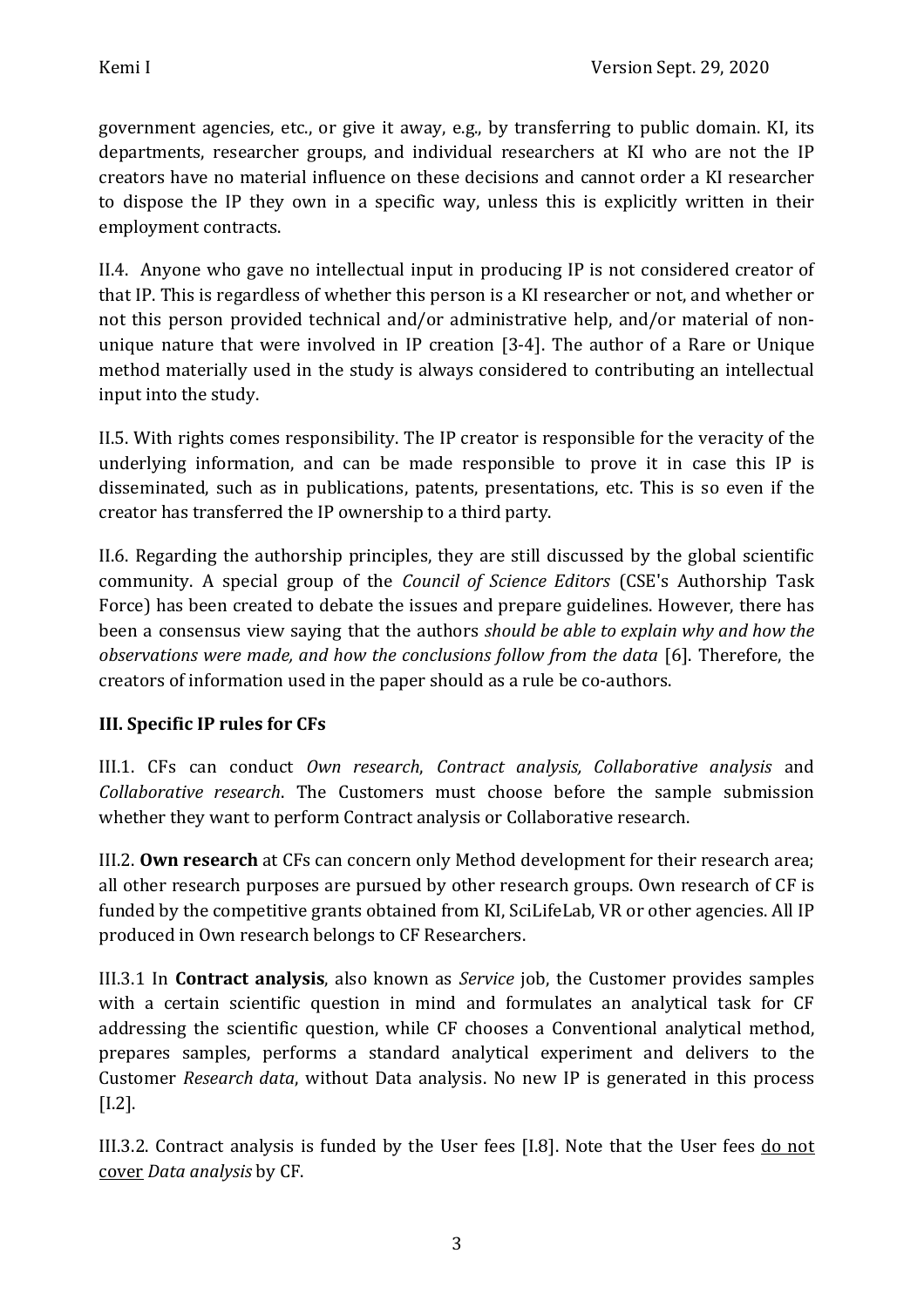government agencies, etc., or give it away, e.g., by transferring to public domain. KI, its departments, researcher groups, and individual researchers at KI who are not the IP creators have no material influence on these decisions and cannot order a KI researcher to dispose the IP they own in a specific way, unless this is explicitly written in their employment contracts.

II.4. Anyone who gave no intellectual input in producing IP is not considered creator of that IP. This is regardless of whether this person is a KI researcher or not, and whether or not this person provided technical and/or administrative help, and/or material of non-unique nature that were involved in IP creation [3-4]. The author of a Rare or Unique method materially used in the study is always considered to contributing an intellectual input into the study.

II.5. With rights comes responsibility. The IP creator is responsible for the veracity of the underlying information, and can be made responsible to prove it in case this IP is disseminated, such as in publications, patents, presentations, etc. This is so even if the creator has transferred the IP ownership to a third party.

II.6. Regarding the authorship principles, they are still discussed by the global scientific community. A special group of the *Council of Science Editors* (CSE's Authorship Task Force) has been created to debate the issues and prepare guidelines. However, there has been a consensus view saying that the authors *should be able to explain why and how the observations were made, and how the conclusions follow from the data* [6]. Therefore, the creators of information used in the paper should as a rule be co-authors.

## III. Specific IP rules for CFs

III.1. CFs can conduct *Own research*, *Contract analysis, Collaborative analysis* and *Collaborative research*. The Customers must choose before the sample submission whether they want to perform Contract analysis or Collaborative research.

III.2. **Own research** at CFs can concern only Method development for their research area; all other research purposes are pursued by other research groups. Own research of CF is funded by the competitive grants obtained from KI, SciLifeLab, VR or other agencies. All IP produced in Own research belongs to CF Researchers.

III.3.1 In **Contract analysis**, also known as *Service* job, the Customer provides samples with a certain scientific question in mind and formulates an analytical task for CF addressing the scientific question, while CF chooses a Conventional analytical method, prepares samples, performs a standard analytical experiment and delivers to the Customer *Research data*, without Data analysis. No new IP is generated in this process [I.2].

III.3.2. Contract analysis is funded by the User fees [I.8]. Note that the User fees <u>do not cover</u> *Data analysis* by CF.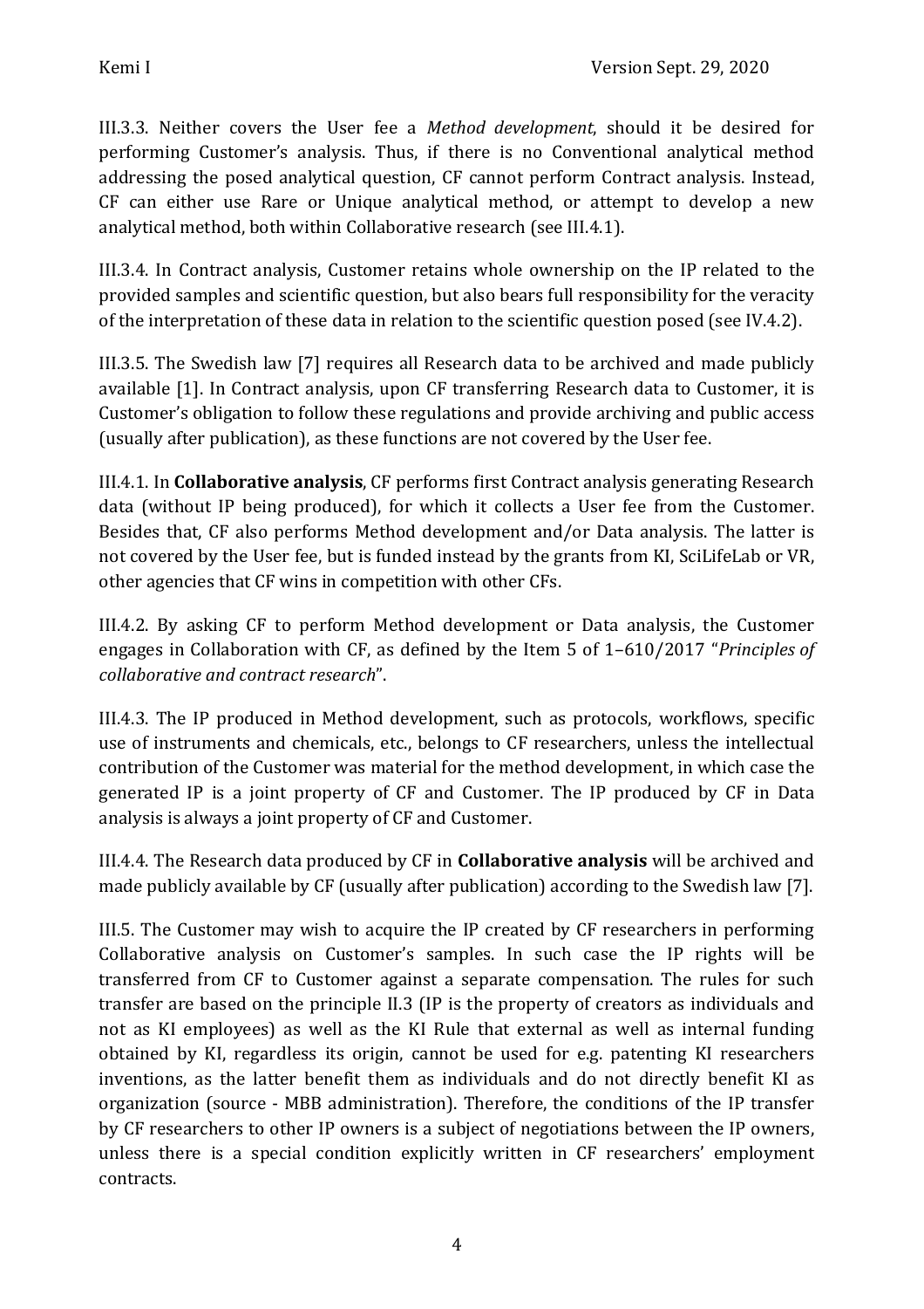III.3.3. Neither covers the User fee a *Method development*, should it be desired for performing Customer's analysis. Thus, if there is no Conventional analytical method addressing the posed analytical question, CF cannot perform Contract analysis. Instead, CF can either use Rare or Unique analytical method, or attempt to develop a new analytical method, both within Collaborative research (see III.4.1).

III.3.4. In Contract analysis, Customer retains whole ownership on the IP related to the provided samples and scientific question, but also bears full responsibility for the veracity of the interpretation of these data in relation to the scientific question posed (see IV.4.2).

III.3.5. The Swedish law [7] requires all Research data to be archived and made publicly available [1]. In Contract analysis, upon CF transferring Research data to Customer, it is Customer's obligation to follow these regulations and provide archiving and public access (usually after publication), as these functions are not covered by the User fee.

III.4.1. In **Collaborative analysis**, CF performs first Contract analysis generating Research data (without IP being produced), for which it collects a User fee from the Customer. Besides that, CF also performs Method development and/or Data analysis. The latter is not covered by the User fee, but is funded instead by the grants from KI, SciLifeLab or VR, other agencies that CF wins in competition with other CFs.

III.4.2. By asking CF to perform Method development or Data analysis, the Customer engages in Collaboration with CF, as defined by the Item 5 of 1–610/2017 "*Principles of collaborative and contract research*".

III.4.3. The IP produced in Method development, such as protocols, workflows, specific use of instruments and chemicals, etc., belongs to CF researchers, unless the intellectual contribution of the Customer was material for the method development, in which case the generated IP is a joint property of CF and Customer. The IP produced by CF in Data analysis is always a joint property of CF and Customer.

III.4.4. The Research data produced by CF in **Collaborative analysis** will be archived and made publicly available by CF (usually after publication) according to the Swedish law [7].

III.5. The Customer may wish to acquire the IP created by CF researchers in performing Collaborative analysis on Customer's samples. In such case the IP rights will be transferred from CF to Customer against a separate compensation. The rules for such transfer are based on the principle II.3 (IP is the property of creators as individuals and not as KI employees) as well as the KI Rule that external as well as internal funding obtained by KI, regardless its origin, cannot be used for e.g. patenting KI researchers inventions, as the latter benefit them as individuals and do not directly benefit KI as organization (source - MBB administration). Therefore, the conditions of the IP transfer by CF researchers to other IP owners is a subject of negotiations between the IP owners, unless there is a special condition explicitly written in CF researchers' employment contracts.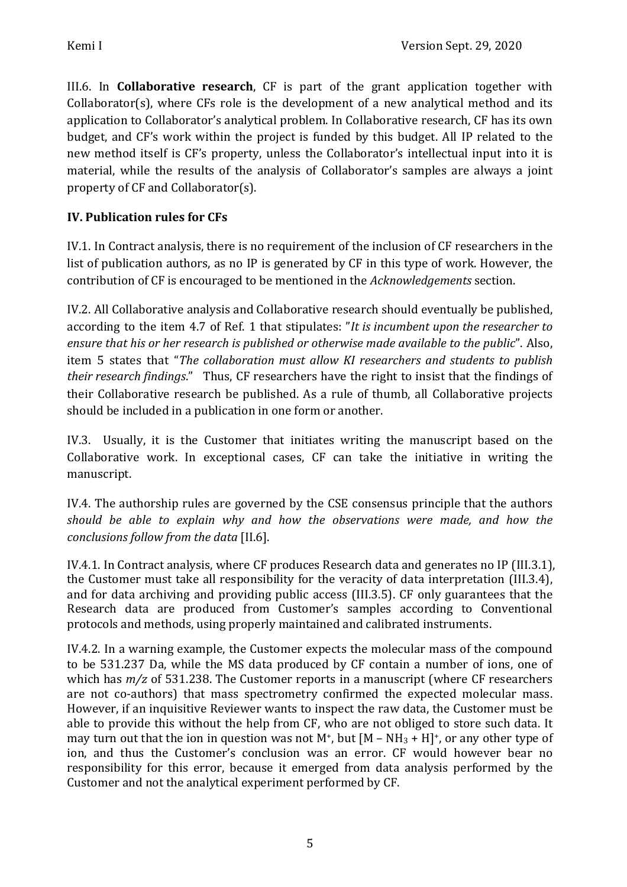III.6. In **Collaborative research**, CF is part of the grant application together with Collaborator(s), where CFs role is the development of a new analytical method and its application to Collaborator's analytical problem. In Collaborative research, CF has its own budget, and CF's work within the project is funded by this budget. All IP related to the new method itself is CF's property, unless the Collaborator's intellectual input into it is material, while the results of the analysis of Collaborator's samples are always a joint property of CF and Collaborator(s).

## IV. Publication rules for CFs

IV.1. In Contract analysis, there is no requirement of the inclusion of CF researchers in the list of publication authors, as no IP is generated by CF in this type of work. However, the contribution of CF is encouraged to be mentioned in the *Acknowledgements* section.

IV.2. All Collaborative analysis and Collaborative research should eventually be published, according to the item 4.7 of Ref. 1 that stipulates: "*It is incumbent upon the researcher to ensure that his or her research is published or otherwise made available to the public*". Also, item 5 states that "*The collaboration must allow KI researchers and students to publish their research findings*." Thus, CF researchers have the right to insist that the findings of their Collaborative research be published. As a rule of thumb, all Collaborative projects should be included in a publication in one form or another.

IV.3. Usually, it is the Customer that initiates writing the manuscript based on the Collaborative work. In exceptional cases, CF can take the initiative in writing the manuscript.

IV.4. The authorship rules are governed by the CSE consensus principle that the authors *should be able to explain why and how the observations were made, and how the conclusions follow from the data* [II.6].

IV.4.1. In Contract analysis, where CF produces Research data and generates no IP (III.3.1), the Customer must take all responsibility for the veracity of data interpretation (III.3.4), and for data archiving and providing public access (III.3.5). CF only guarantees that the Research data are produced from Customer's samples according to Conventional protocols and methods, using properly maintained and calibrated instruments.

IV.4.2. In a warning example, the Customer expects the molecular mass of the compound to be 531.237 Da, while the MS data produced by CF contain a number of ions, one of which has *m/z* of 531.238. The Customer reports in a manuscript (where CF researchers are not co-authors) that mass spectrometry confirmed the expected molecular mass. However, if an inquisitive Reviewer wants to inspect the raw data, the Customer must be able to provide this without the help from CF, who are not obliged to store such data. It may turn out that the ion in question was not $M^+$, but $[M - NH_3 + H]^+$, or any other type of ion, and thus the Customer's conclusion was an error. CF would however bear no responsibility for this error, because it emerged from data analysis performed by the Customer and not the analytical experiment performed by CF.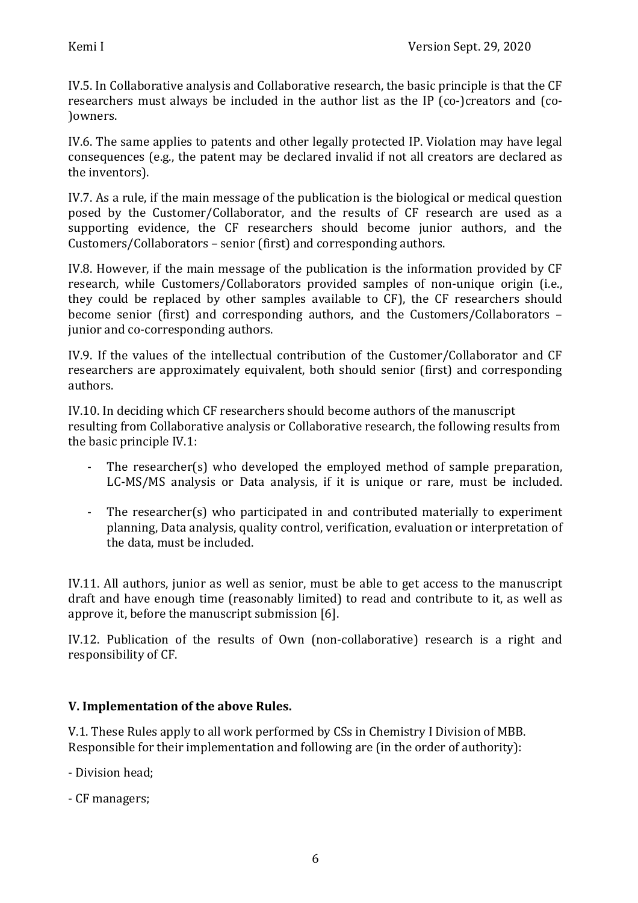IV.5. In Collaborative analysis and Collaborative research, the basic principle is that the CF researchers must always be included in the author list as the IP (co-)creators and (co-)owners.

IV.6. The same applies to patents and other legally protected IP. Violation may have legal consequences (e.g., the patent may be declared invalid if not all creators are declared as the inventors).

IV.7. As a rule, if the main message of the publication is the biological or medical question posed by the Customer/Collaborator, and the results of CF research are used as a supporting evidence, the CF researchers should become junior authors, and the Customers/Collaborators – senior (first) and corresponding authors.

IV.8. However, if the main message of the publication is the information provided by CF research, while Customers/Collaborators provided samples of non-unique origin (i.e., they could be replaced by other samples available to CF), the CF researchers should become senior (first) and corresponding authors, and the Customers/Collaborators – junior and co-corresponding authors.

IV.9. If the values of the intellectual contribution of the Customer/Collaborator and CF researchers are approximately equivalent, both should senior (first) and corresponding authors.

IV.10. In deciding which CF researchers should become authors of the manuscript resulting from Collaborative analysis or Collaborative research, the following results from the basic principle IV.1:

- The researcher(s) who developed the employed method of sample preparation, LC-MS/MS analysis or Data analysis, if it is unique or rare, must be included.
- The researcher(s) who participated in and contributed materially to experiment planning, Data analysis, quality control, verification, evaluation or interpretation of the data, must be included.

IV.11. All authors, junior as well as senior, must be able to get access to the manuscript draft and have enough time (reasonably limited) to read and contribute to it, as well as approve it, before the manuscript submission [6].

IV.12. Publication of the results of Own (non-collaborative) research is a right and responsibility of CF.

## V. Implementation of the above Rules.

V.1. These Rules apply to all work performed by CSs in Chemistry I Division of MBB. Responsible for their implementation and following are (in the order of authority):

- Division head;
- CF managers;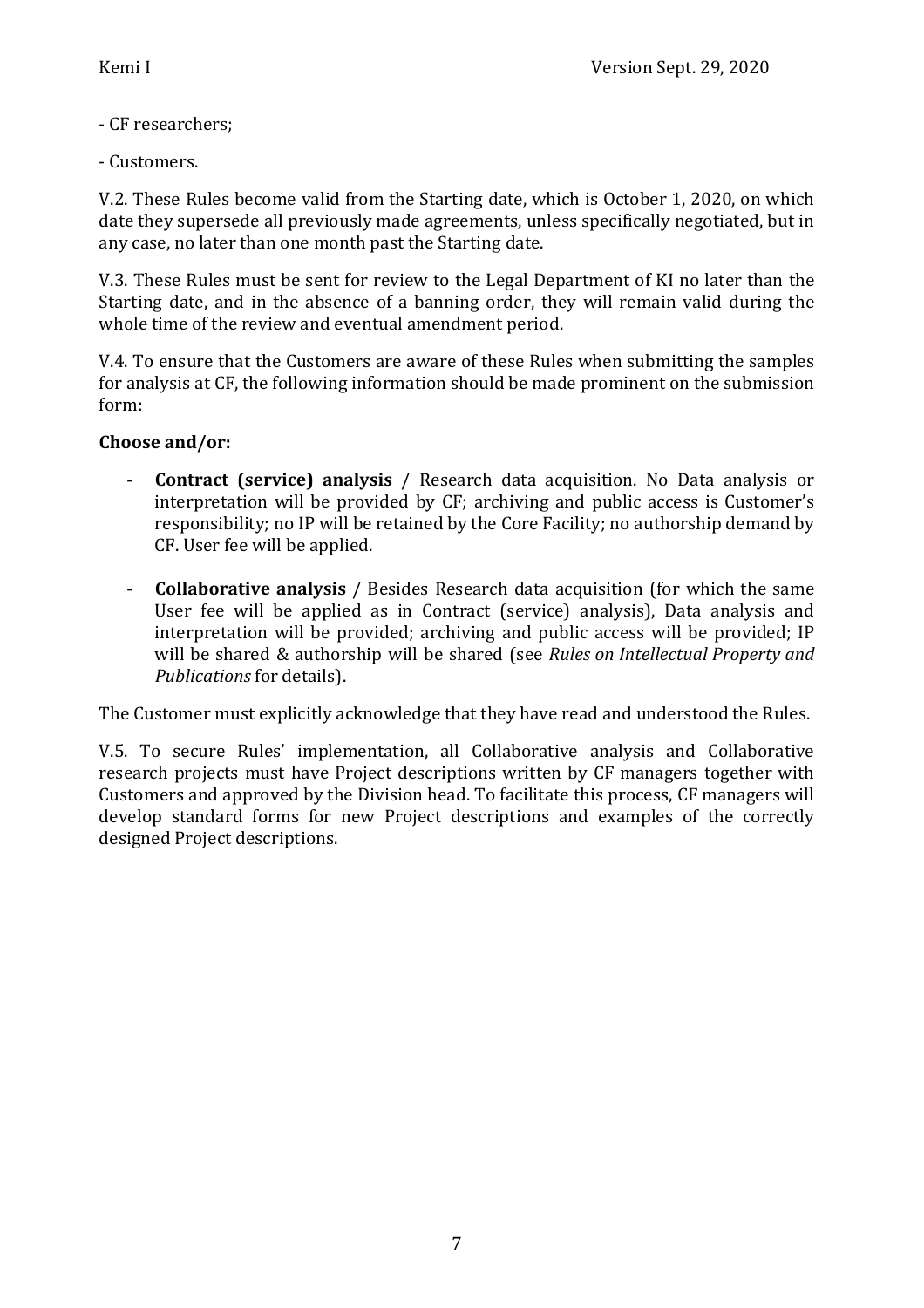- CF researchers;

- Customers.

V.2. These Rules become valid from the Starting date, which is October 1, 2020, on which date they supersede all previously made agreements, unless specifically negotiated, but in any case, no later than one month past the Starting date.

V.3. These Rules must be sent for review to the Legal Department of KI no later than the Starting date, and in the absence of a banning order, they will remain valid during the whole time of the review and eventual amendment period.

V.4. To ensure that the Customers are aware of these Rules when submitting the samples for analysis at CF, the following information should be made prominent on the submission form:

**Choose and/or:**

- **Contract (service) analysis** / Research data acquisition. No Data analysis or interpretation will be provided by CF; archiving and public access is Customer's responsibility; no IP will be retained by the Core Facility; no authorship demand by CF. User fee will be applied.

- **Collaborative analysis** / Besides Research data acquisition (for which the same User fee will be applied as in Contract (service) analysis), Data analysis and interpretation will be provided; archiving and public access will be provided; IP will be shared & authorship will be shared (see *Rules on Intellectual Property and Publications* for details).

The Customer must explicitly acknowledge that they have read and understood the Rules.

V.5. To secure Rules' implementation, all Collaborative analysis and Collaborative research projects must have Project descriptions written by CF managers together with Customers and approved by the Division head. To facilitate this process, CF managers will develop standard forms for new Project descriptions and examples of the correctly designed Project descriptions.